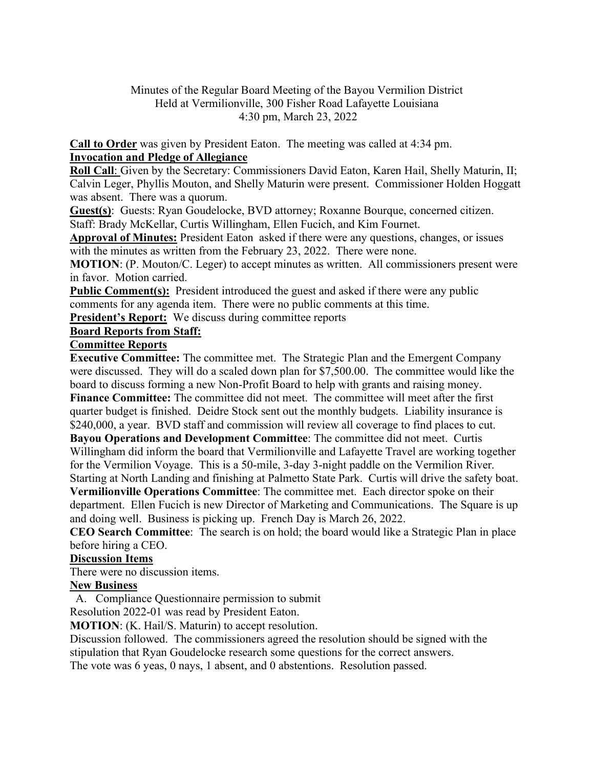Minutes of the Regular Board Meeting of the Bayou Vermilion District
Held at Vermilionville, 300 Fisher Road Lafayette Louisiana
4:30 pm, March 23, 2022

**Call to Order** was given by President Eaton. The meeting was called at 4:34 pm.

**Invocation and Pledge of Allegiance**

**Roll Call**: Given by the Secretary: Commissioners David Eaton, Karen Hail, Shelly Maturin, II; Calvin Leger, Phyllis Mouton, and Shelly Maturin were present. Commissioner Holden Hoggatt was absent. There was a quorum.

**Guest(s)**: Guests: Ryan Goudelocke, BVD attorney; Roxanne Bourque, concerned citizen. Staff: Brady McKellar, Curtis Willingham, Ellen Fucich, and Kim Fournet.

**Approval of Minutes:** President Eaton asked if there were any questions, changes, or issues with the minutes as written from the February 23, 2022. There were none.

**MOTION**: (P. Mouton/C. Leger) to accept minutes as written. All commissioners present were in favor. Motion carried.

**Public Comment(s):** President introduced the guest and asked if there were any public comments for any agenda item. There were no public comments at this time.

**President's Report:** We discuss during committee reports

**Board Reports from Staff:**

**Committee Reports**

**Executive Committee:** The committee met. The Strategic Plan and the Emergent Company were discussed. They will do a scaled down plan for $7,500.00. The committee would like the board to discuss forming a new Non-Profit Board to help with grants and raising money.

**Finance Committee:** The committee did not meet. The committee will meet after the first quarter budget is finished. Deidre Stock sent out the monthly budgets. Liability insurance is $240,000, a year. BVD staff and commission will review all coverage to find places to cut.

**Bayou Operations and Development Committee**: The committee did not meet. Curtis Willingham did inform the board that Vermilionville and Lafayette Travel are working together for the Vermilion Voyage. This is a 50-mile, 3-day 3-night paddle on the Vermilion River. Starting at North Landing and finishing at Palmetto State Park. Curtis will drive the safety boat.

**Vermilionville Operations Committee**: The committee met. Each director spoke on their department. Ellen Fucich is new Director of Marketing and Communications. The Square is up and doing well. Business is picking up. French Day is March 26, 2022.

**CEO Search Committee**: The search is on hold; the board would like a Strategic Plan in place before hiring a CEO.

**Discussion Items**

There were no discussion items.

**New Business**

A. Compliance Questionnaire permission to submit

Resolution 2022-01 was read by President Eaton.

**MOTION**: (K. Hail/S. Maturin) to accept resolution.

Discussion followed. The commissioners agreed the resolution should be signed with the stipulation that Ryan Goudelocke research some questions for the correct answers.

The vote was 6 yeas, 0 nays, 1 absent, and 0 abstentions. Resolution passed.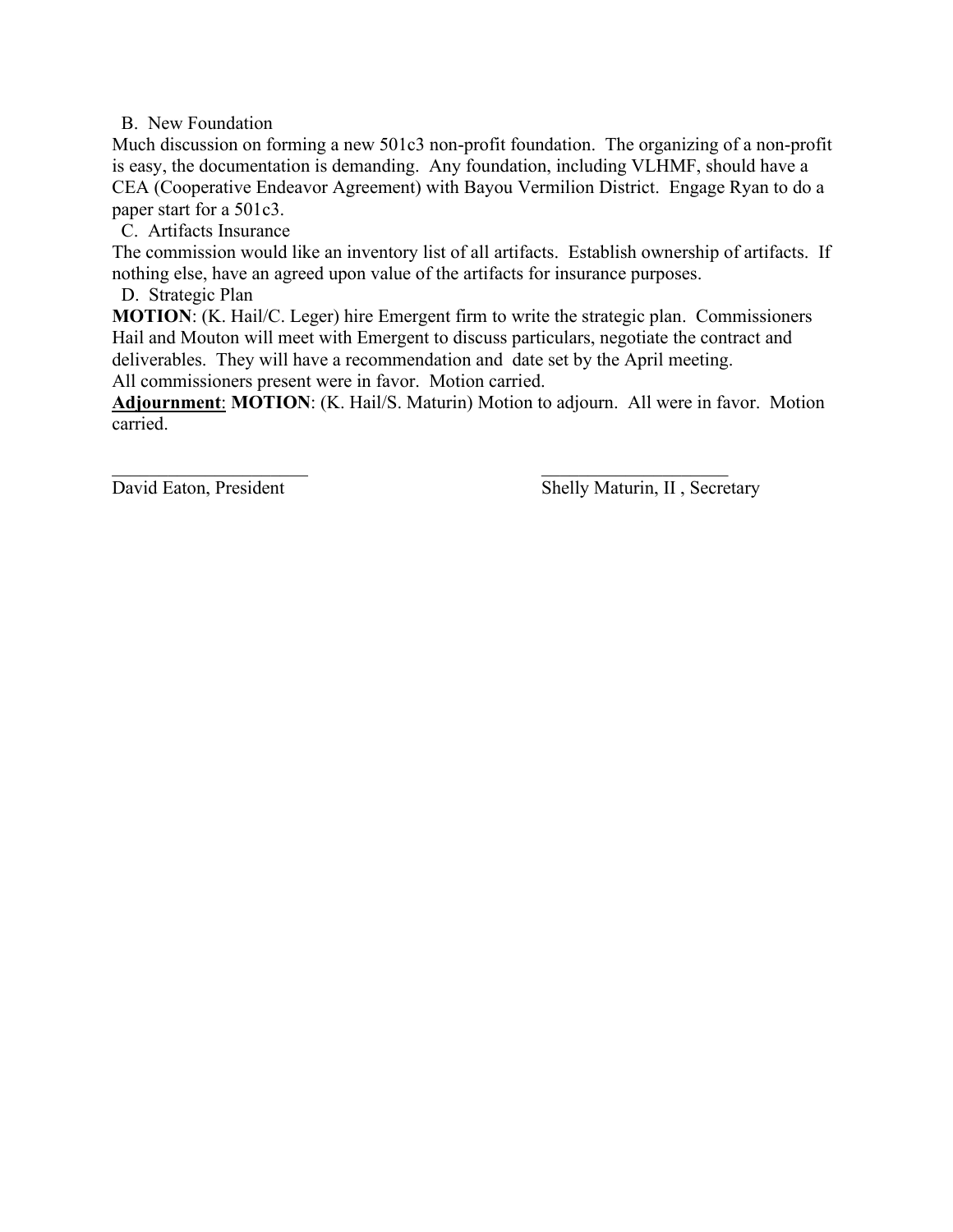B. New Foundation

Much discussion on forming a new 501c3 non-profit foundation. The organizing of a non-profit is easy, the documentation is demanding. Any foundation, including VLHMF, should have a CEA (Cooperative Endeavor Agreement) with Bayou Vermilion District. Engage Ryan to do a paper start for a 501c3.

C. Artifacts Insurance

The commission would like an inventory list of all artifacts. Establish ownership of artifacts. If nothing else, have an agreed upon value of the artifacts for insurance purposes.

D. Strategic Plan

**MOTION**: (K. Hail/C. Leger) hire Emergent firm to write the strategic plan. Commissioners Hail and Mouton will meet with Emergent to discuss particulars, negotiate the contract and deliverables. They will have a recommendation and date set by the April meeting.
All commissioners present were in favor. Motion carried.

**Adjournment**: **MOTION**: (K. Hail/S. Maturin) Motion to adjourn. All were in favor. Motion carried.

\_\_\_\_\_\_\_\_\_\_\_\_\_\_\_\_\_\_\_\_\_\_
David Eaton, President

\_\_\_\_\_\_\_\_\_\_\_\_\_\_\_\_\_\_\_\_\_\_
Shelly Maturin, II , Secretary